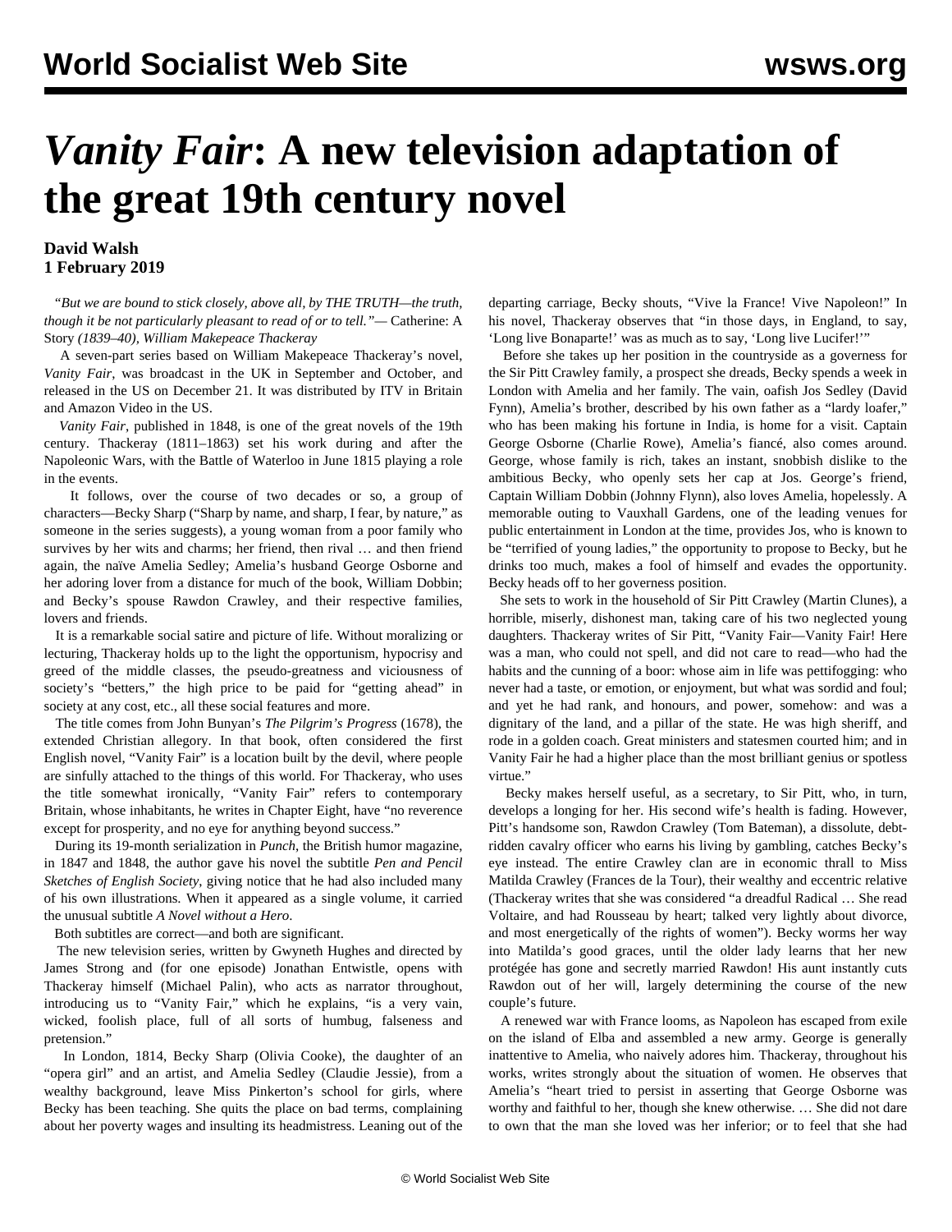# *Vanity Fair*: A new television adaptation of the great 19th century novel

**David Walsh**
**1 February 2019**

*"But we are bound to stick closely, above all, by THE TRUTH—the truth, though it be not particularly pleasant to read of or to tell."*— Catherine: A Story *(1839–40), William Makepeace Thackeray*

A seven-part series based on William Makepeace Thackeray's novel, *Vanity Fair*, was broadcast in the UK in September and October, and released in the US on December 21. It was distributed by ITV in Britain and Amazon Video in the US.

*Vanity Fair*, published in 1848, is one of the great novels of the 19th century. Thackeray (1811–1863) set his work during and after the Napoleonic Wars, with the Battle of Waterloo in June 1815 playing a role in the events.

It follows, over the course of two decades or so, a group of characters—Becky Sharp ("Sharp by name, and sharp, I fear, by nature," as someone in the series suggests), a young woman from a poor family who survives by her wits and charms; her friend, then rival … and then friend again, the naïve Amelia Sedley; Amelia's husband George Osborne and her adoring lover from a distance for much of the book, William Dobbin; and Becky's spouse Rawdon Crawley, and their respective families, lovers and friends.

It is a remarkable social satire and picture of life. Without moralizing or lecturing, Thackeray holds up to the light the opportunism, hypocrisy and greed of the middle classes, the pseudo-greatness and viciousness of society's "betters," the high price to be paid for "getting ahead" in society at any cost, etc., all these social features and more.

The title comes from John Bunyan's *The Pilgrim's Progress* (1678), the extended Christian allegory. In that book, often considered the first English novel, "Vanity Fair" is a location built by the devil, where people are sinfully attached to the things of this world. For Thackeray, who uses the title somewhat ironically, "Vanity Fair" refers to contemporary Britain, whose inhabitants, he writes in Chapter Eight, have "no reverence except for prosperity, and no eye for anything beyond success."

During its 19-month serialization in *Punch*, the British humor magazine, in 1847 and 1848, the author gave his novel the subtitle *Pen and Pencil Sketches of English Society*, giving notice that he had also included many of his own illustrations. When it appeared as a single volume, it carried the unusual subtitle *A Novel without a Hero*.

Both subtitles are correct—and both are significant.

The new television series, written by Gwyneth Hughes and directed by James Strong and (for one episode) Jonathan Entwistle, opens with Thackeray himself (Michael Palin), who acts as narrator throughout, introducing us to "Vanity Fair," which he explains, "is a very vain, wicked, foolish place, full of all sorts of humbug, falseness and pretension."

In London, 1814, Becky Sharp (Olivia Cooke), the daughter of an "opera girl" and an artist, and Amelia Sedley (Claudie Jessie), from a wealthy background, leave Miss Pinkerton's school for girls, where Becky has been teaching. She quits the place on bad terms, complaining about her poverty wages and insulting its headmistress. Leaning out of the departing carriage, Becky shouts, "Vive la France! Vive Napoleon!" In his novel, Thackeray observes that "in those days, in England, to say, 'Long live Bonaparte!' was as much as to say, 'Long live Lucifer!'"

Before she takes up her position in the countryside as a governess for the Sir Pitt Crawley family, a prospect she dreads, Becky spends a week in London with Amelia and her family. The vain, oafish Jos Sedley (David Fynn), Amelia's brother, described by his own father as a "lardy loafer," who has been making his fortune in India, is home for a visit. Captain George Osborne (Charlie Rowe), Amelia's fiancé, also comes around. George, whose family is rich, takes an instant, snobbish dislike to the ambitious Becky, who openly sets her cap at Jos. George's friend, Captain William Dobbin (Johnny Flynn), also loves Amelia, hopelessly. A memorable outing to Vauxhall Gardens, one of the leading venues for public entertainment in London at the time, provides Jos, who is known to be "terrified of young ladies," the opportunity to propose to Becky, but he drinks too much, makes a fool of himself and evades the opportunity. Becky heads off to her governess position.

She sets to work in the household of Sir Pitt Crawley (Martin Clunes), a horrible, miserly, dishonest man, taking care of his two neglected young daughters. Thackeray writes of Sir Pitt, "Vanity Fair—Vanity Fair! Here was a man, who could not spell, and did not care to read—who had the habits and the cunning of a boor: whose aim in life was pettifogging: who never had a taste, or emotion, or enjoyment, but what was sordid and foul; and yet he had rank, and honours, and power, somehow: and was a dignitary of the land, and a pillar of the state. He was high sheriff, and rode in a golden coach. Great ministers and statesmen courted him; and in Vanity Fair he had a higher place than the most brilliant genius or spotless virtue."

Becky makes herself useful, as a secretary, to Sir Pitt, who, in turn, develops a longing for her. His second wife's health is fading. However, Pitt's handsome son, Rawdon Crawley (Tom Bateman), a dissolute, debt-ridden cavalry officer who earns his living by gambling, catches Becky's eye instead. The entire Crawley clan are in economic thrall to Miss Matilda Crawley (Frances de la Tour), their wealthy and eccentric relative (Thackeray writes that she was considered "a dreadful Radical … She read Voltaire, and had Rousseau by heart; talked very lightly about divorce, and most energetically of the rights of women"). Becky worms her way into Matilda's good graces, until the older lady learns that her new protégée has gone and secretly married Rawdon! His aunt instantly cuts Rawdon out of her will, largely determining the course of the new couple's future.

A renewed war with France looms, as Napoleon has escaped from exile on the island of Elba and assembled a new army. George is generally inattentive to Amelia, who naively adores him. Thackeray, throughout his works, writes strongly about the situation of women. He observes that Amelia's "heart tried to persist in asserting that George Osborne was worthy and faithful to her, though she knew otherwise. … She did not dare to own that the man she loved was her inferior; or to feel that she had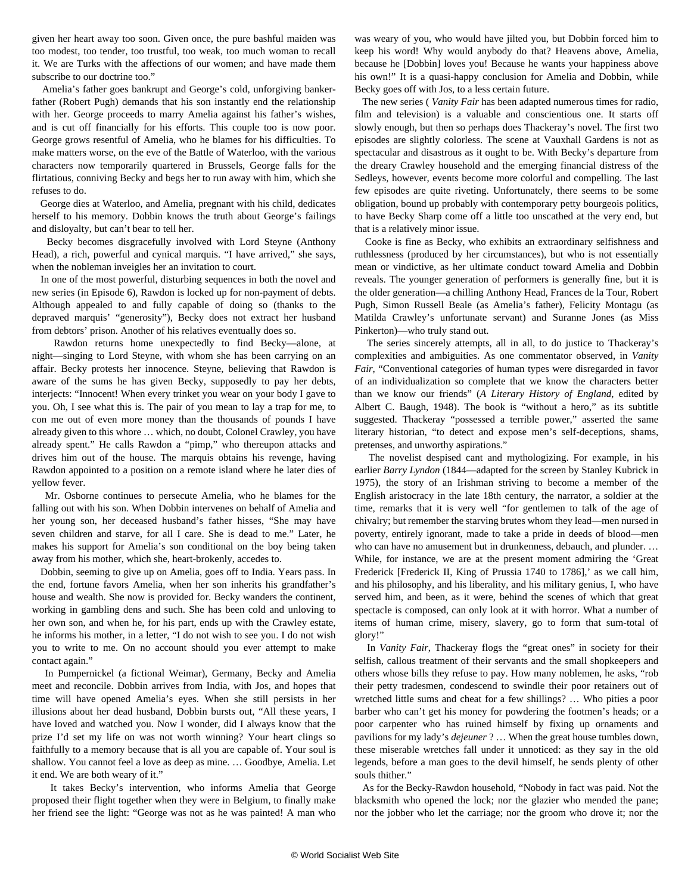given her heart away too soon. Given once, the pure bashful maiden was too modest, too tender, too trustful, too weak, too much woman to recall it. We are Turks with the affections of our women; and have made them subscribe to our doctrine too."

Amelia's father goes bankrupt and George's cold, unforgiving banker-father (Robert Pugh) demands that his son instantly end the relationship with her. George proceeds to marry Amelia against his father's wishes, and is cut off financially for his efforts. This couple too is now poor. George grows resentful of Amelia, who he blames for his difficulties. To make matters worse, on the eve of the Battle of Waterloo, with the various characters now temporarily quartered in Brussels, George falls for the flirtatious, conniving Becky and begs her to run away with him, which she refuses to do.

George dies at Waterloo, and Amelia, pregnant with his child, dedicates herself to his memory. Dobbin knows the truth about George's failings and disloyalty, but can't bear to tell her.

Becky becomes disgracefully involved with Lord Steyne (Anthony Head), a rich, powerful and cynical marquis. "I have arrived," she says, when the nobleman inveigles her an invitation to court.

In one of the most powerful, disturbing sequences in both the novel and new series (in Episode 6), Rawdon is locked up for non-payment of debts. Although appealed to and fully capable of doing so (thanks to the depraved marquis' "generosity"), Becky does not extract her husband from debtors' prison. Another of his relatives eventually does so.

Rawdon returns home unexpectedly to find Becky—alone, at night—singing to Lord Steyne, with whom she has been carrying on an affair. Becky protests her innocence. Steyne, believing that Rawdon is aware of the sums he has given Becky, supposedly to pay her debts, interjects: "Innocent! When every trinket you wear on your body I gave to you. Oh, I see what this is. The pair of you mean to lay a trap for me, to con me out of even more money than the thousands of pounds I have already given to this whore … which, no doubt, Colonel Crawley, you have already spent." He calls Rawdon a "pimp," who thereupon attacks and drives him out of the house. The marquis obtains his revenge, having Rawdon appointed to a position on a remote island where he later dies of yellow fever.

Mr. Osborne continues to persecute Amelia, who he blames for the falling out with his son. When Dobbin intervenes on behalf of Amelia and her young son, her deceased husband's father hisses, "She may have seven children and starve, for all I care. She is dead to me." Later, he makes his support for Amelia's son conditional on the boy being taken away from his mother, which she, heart-brokenly, accedes to.

Dobbin, seeming to give up on Amelia, goes off to India. Years pass. In the end, fortune favors Amelia, when her son inherits his grandfather's house and wealth. She now is provided for. Becky wanders the continent, working in gambling dens and such. She has been cold and unloving to her own son, and when he, for his part, ends up with the Crawley estate, he informs his mother, in a letter, "I do not wish to see you. I do not wish you to write to me. On no account should you ever attempt to make contact again."

In Pumpernickel (a fictional Weimar), Germany, Becky and Amelia meet and reconcile. Dobbin arrives from India, with Jos, and hopes that time will have opened Amelia's eyes. When she still persists in her illusions about her dead husband, Dobbin bursts out, "All these years, I have loved and watched you. Now I wonder, did I always know that the prize I'd set my life on was not worth winning? Your heart clings so faithfully to a memory because that is all you are capable of. Your soul is shallow. You cannot feel a love as deep as mine. … Goodbye, Amelia. Let it end. We are both weary of it."

It takes Becky's intervention, who informs Amelia that George proposed their flight together when they were in Belgium, to finally make her friend see the light: "George was not as he was painted! A man who was weary of you, who would have jilted you, but Dobbin forced him to keep his word! Why would anybody do that? Heavens above, Amelia, because he [Dobbin] loves you! Because he wants your happiness above his own!" It is a quasi-happy conclusion for Amelia and Dobbin, while Becky goes off with Jos, to a less certain future.

The new series ( *Vanity Fair* has been adapted numerous times for radio, film and television) is a valuable and conscientious one. It starts off slowly enough, but then so perhaps does Thackeray's novel. The first two episodes are slightly colorless. The scene at Vauxhall Gardens is not as spectacular and disastrous as it ought to be. With Becky's departure from the dreary Crawley household and the emerging financial distress of the Sedleys, however, events become more colorful and compelling. The last few episodes are quite riveting. Unfortunately, there seems to be some obligation, bound up probably with contemporary petty bourgeois politics, to have Becky Sharp come off a little too unscathed at the very end, but that is a relatively minor issue.

Cooke is fine as Becky, who exhibits an extraordinary selfishness and ruthlessness (produced by her circumstances), but who is not essentially mean or vindictive, as her ultimate conduct toward Amelia and Dobbin reveals. The younger generation of performers is generally fine, but it is the older generation—a chilling Anthony Head, Frances de la Tour, Robert Pugh, Simon Russell Beale (as Amelia's father), Felicity Montagu (as Matilda Crawley's unfortunate servant) and Suranne Jones (as Miss Pinkerton)—who truly stand out.

The series sincerely attempts, all in all, to do justice to Thackeray's complexities and ambiguities. As one commentator observed, in *Vanity Fair*, "Conventional categories of human types were disregarded in favor of an individualization so complete that we know the characters better than we know our friends" (*A Literary History of England*, edited by Albert C. Baugh, 1948). The book is "without a hero," as its subtitle suggested. Thackeray "possessed a terrible power," asserted the same literary historian, "to detect and expose men's self-deceptions, shams, pretenses, and unworthy aspirations."

The novelist despised cant and mythologizing. For example, in his earlier *Barry Lyndon* (1844—adapted for the screen by Stanley Kubrick in 1975), the story of an Irishman striving to become a member of the English aristocracy in the late 18th century, the narrator, a soldier at the time, remarks that it is very well "for gentlemen to talk of the age of chivalry; but remember the starving brutes whom they lead—men nursed in poverty, entirely ignorant, made to take a pride in deeds of blood—men who can have no amusement but in drunkenness, debauch, and plunder. … While, for instance, we are at the present moment admiring the 'Great Frederick [Frederick II, King of Prussia 1740 to 1786],' as we call him, and his philosophy, and his liberality, and his military genius, I, who have served him, and been, as it were, behind the scenes of which that great spectacle is composed, can only look at it with horror. What a number of items of human crime, misery, slavery, go to form that sum-total of glory!"

In *Vanity Fair*, Thackeray flogs the "great ones" in society for their selfish, callous treatment of their servants and the small shopkeepers and others whose bills they refuse to pay. How many noblemen, he asks, "rob their petty tradesmen, condescend to swindle their poor retainers out of wretched little sums and cheat for a few shillings? … Who pities a poor barber who can't get his money for powdering the footmen's heads; or a poor carpenter who has ruined himself by fixing up ornaments and pavilions for my lady's *dejeuner* ? … When the great house tumbles down, these miserable wretches fall under it unnoticed: as they say in the old legends, before a man goes to the devil himself, he sends plenty of other souls thither."

As for the Becky-Rawdon household, "Nobody in fact was paid. Not the blacksmith who opened the lock; nor the glazier who mended the pane; nor the jobber who let the carriage; nor the groom who drove it; nor the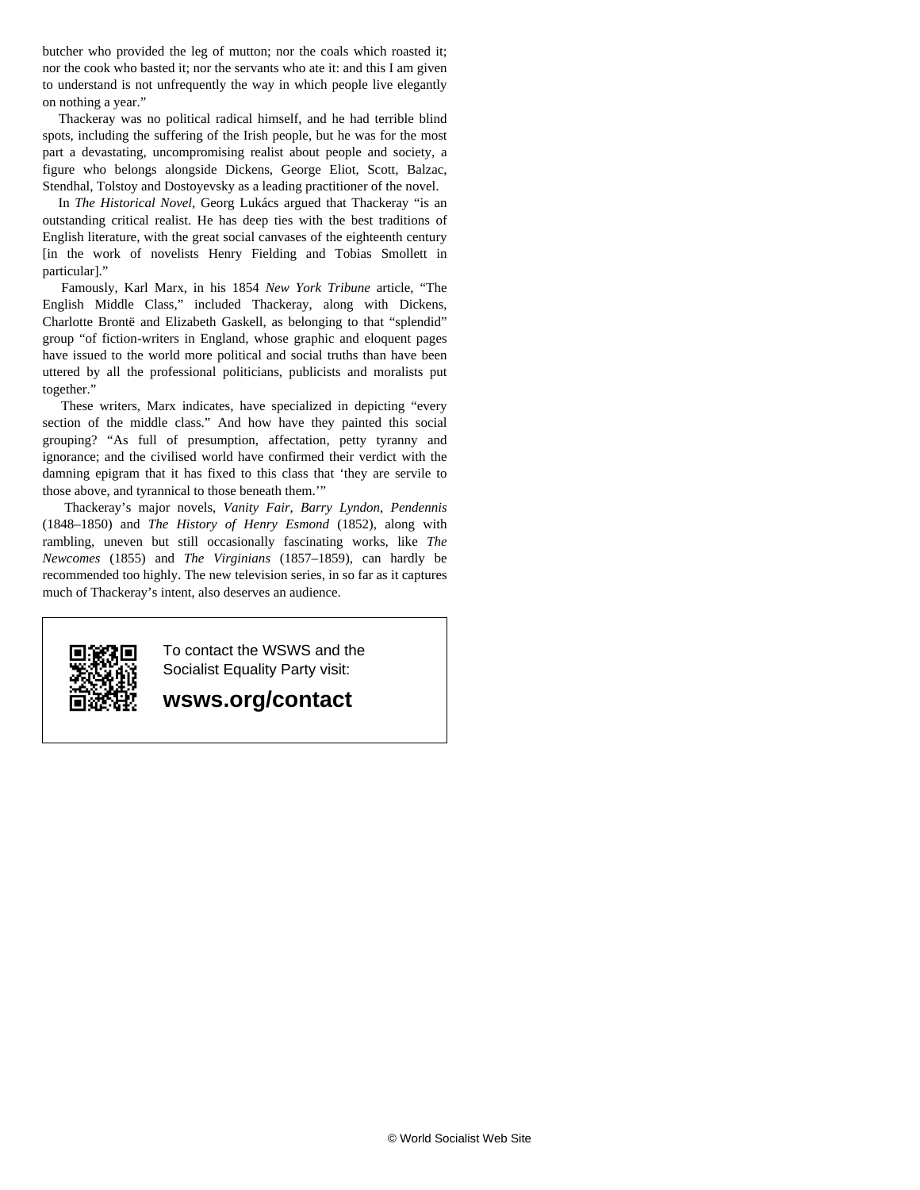butcher who provided the leg of mutton; nor the coals which roasted it; nor the cook who basted it; nor the servants who ate it: and this I am given to understand is not unfrequently the way in which people live elegantly on nothing a year."

Thackeray was no political radical himself, and he had terrible blind spots, including the suffering of the Irish people, but he was for the most part a devastating, uncompromising realist about people and society, a figure who belongs alongside Dickens, George Eliot, Scott, Balzac, Stendhal, Tolstoy and Dostoyevsky as a leading practitioner of the novel.

In *The Historical Novel*, Georg Lukács argued that Thackeray "is an outstanding critical realist. He has deep ties with the best traditions of English literature, with the great social canvases of the eighteenth century [in the work of novelists Henry Fielding and Tobias Smollett in particular]."

Famously, Karl Marx, in his 1854 *New York Tribune* article, "The English Middle Class," included Thackeray, along with Dickens, Charlotte Brontë and Elizabeth Gaskell, as belonging to that "splendid" group "of fiction-writers in England, whose graphic and eloquent pages have issued to the world more political and social truths than have been uttered by all the professional politicians, publicists and moralists put together."

These writers, Marx indicates, have specialized in depicting "every section of the middle class." And how have they painted this social grouping? "As full of presumption, affectation, petty tyranny and ignorance; and the civilised world have confirmed their verdict with the damning epigram that it has fixed to this class that 'they are servile to those above, and tyrannical to those beneath them.'"

Thackeray's major novels, *Vanity Fair*, *Barry Lyndon*, *Pendennis* (1848–1850) and *The History of Henry Esmond* (1852), along with rambling, uneven but still occasionally fascinating works, like *The Newcomes* (1855) and *The Virginians* (1857–1859), can hardly be recommended too highly. The new television series, in so far as it captures much of Thackeray's intent, also deserves an audience.

To contact the WSWS and the Socialist Equality Party visit:

**wsws.org/contact**